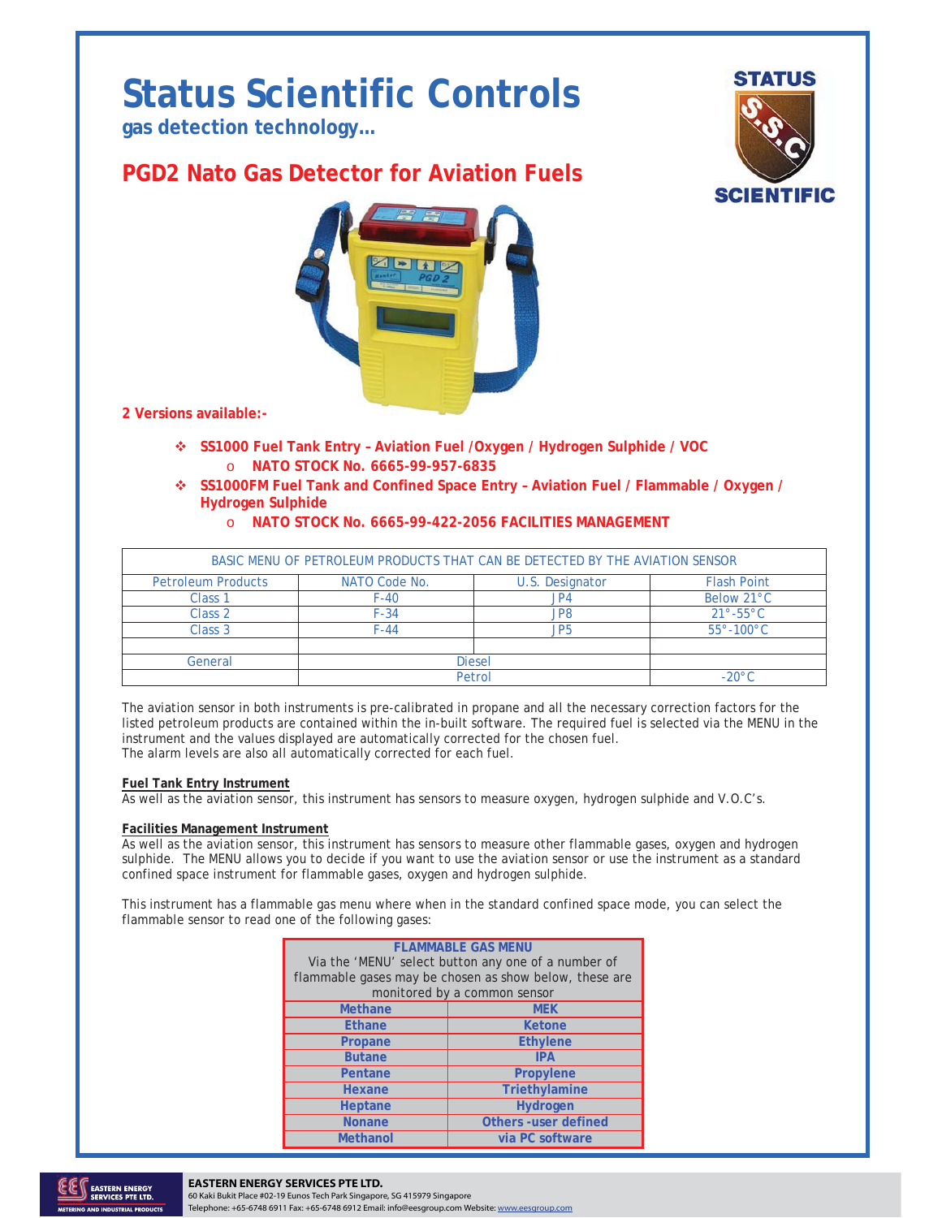# Status Scientific Controls

**gas detection technology…**

## PGD2 Nato Gas Detector for Aviation Fuels

**2 Versions available:-**

- **SS1000 Fuel Tank Entry – Aviation Fuel /Oxygen / Hydrogen Sulphide / VOC**
  - **NATO STOCK No. 6665-99-957-6835**
- **SS1000FM Fuel Tank and Confined Space Entry – Aviation Fuel / Flammable / Oxygen / Hydrogen Sulphide**
  - **NATO STOCK No. 6665-99-422-2056 FACILITIES MANAGEMENT**

| BASIC MENU OF PETROLEUM PRODUCTS THAT CAN BE DETECTED BY THE AVIATION SENSOR | | | |
|---|---|---|---|
| Petroleum Products | NATO Code No. | U.S. Designator | Flash Point |
| Class 1 | F-40 | JP4 | Below 21°C |
| Class 2 | F-34 | JP8 | 21°-55°C |
| Class 3 | F-44 | JP5 | 55°-100°C |
| | | | |
| General | Diesel | | |
| | Petrol | | -20°C |

The aviation sensor in both instruments is pre-calibrated in propane and all the necessary correction factors for the listed petroleum products are contained within the in-built software. The required fuel is selected via the MENU in the instrument and the values displayed are automatically corrected for the chosen fuel.
The alarm levels are also all automatically corrected for each fuel.

**<u>Fuel Tank Entry Instrument</u>**
As well as the aviation sensor, this instrument has sensors to measure oxygen, hydrogen sulphide and V.O.C's.

**<u>Facilities Management Instrument</u>**
As well as the aviation sensor, this instrument has sensors to measure other flammable gases, oxygen and hydrogen sulphide. The MENU allows you to decide if you want to use the aviation sensor or use the instrument as a standard confined space instrument for flammable gases, oxygen and hydrogen sulphide.

This instrument has a flammable gas menu where when in the standard confined space mode, you can select the flammable sensor to read one of the following gases:

| **FLAMMABLE GAS MENU**<br>Via the 'MENU' select button any one of a number of flammable gases may be chosen as show below, these are monitored by a common sensor | |
|---|---|
| **Methane** | **MEK** |
| **Ethane** | **Ketone** |
| **Propane** | **Ethylene** |
| **Butane** | **IPA** |
| **Pentane** | **Propylene** |
| **Hexane** | **Triethylamine** |
| **Heptane** | **Hydrogen** |
| **Nonane** | **Others -user defined** |
| **Methanol** | **via PC software** |

**EASTERN ENERGY SERVICES PTE LTD.**
60 Kaki Bukit Place #02-19 Eunos Tech Park Singapore, SG 415979 Singapore
Telephone: +65-6748 6911 Fax: +65-6748 6912 Email: info@eesgroup.com Website: www.eesgroup.com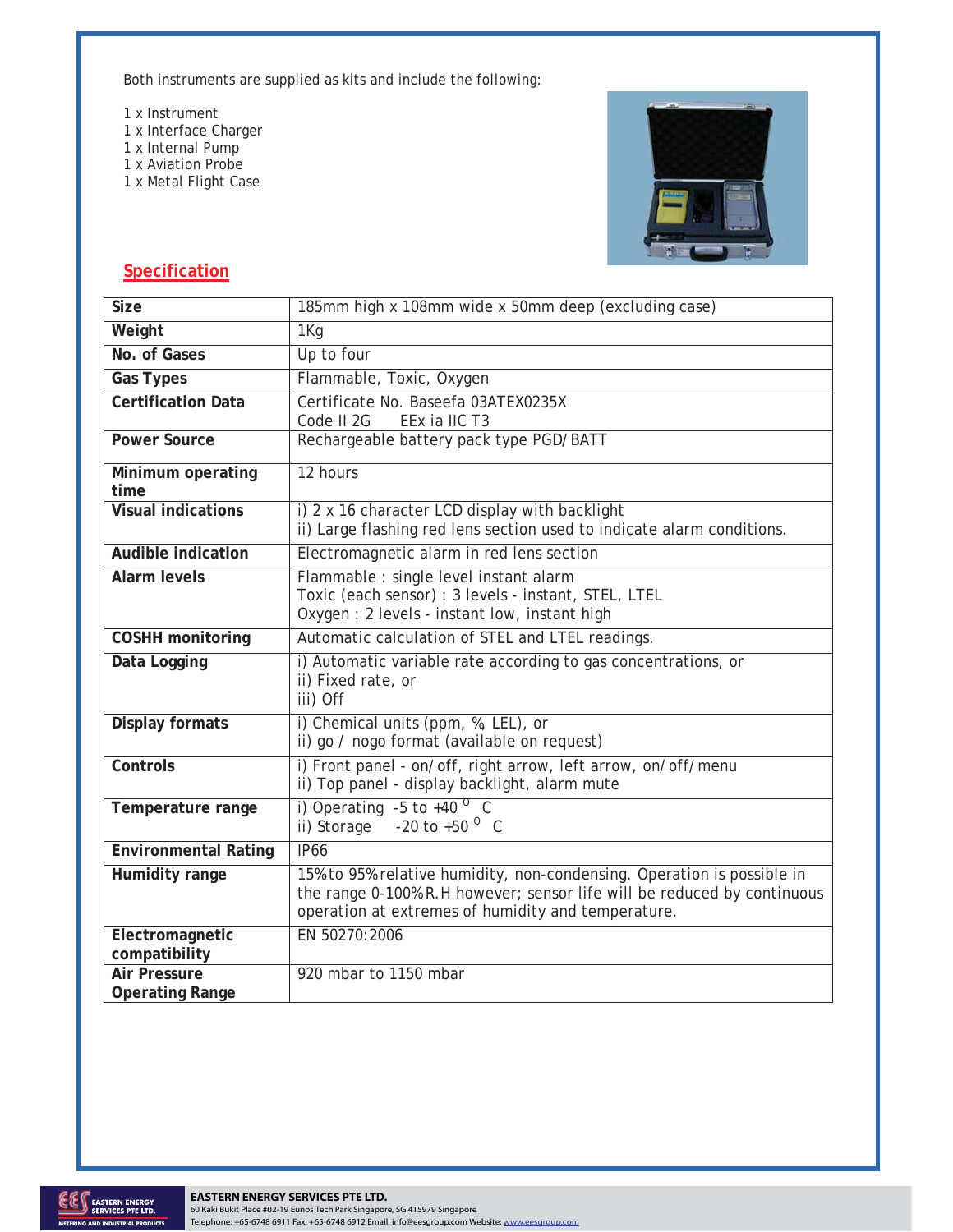Both instruments are supplied as kits and include the following:

1 x Instrument
1 x Interface Charger
1 x Internal Pump
1 x Aviation Probe
1 x Metal Flight Case

## Specification

| | |
|---|---|
| **Size** | 185mm high x 108mm wide x 50mm deep (excluding case) |
| **Weight** | 1Kg |
| **No. of Gases** | Up to four |
| **Gas Types** | Flammable, Toxic, Oxygen |
| **Certification Data** | Certificate No. Baseefa 03ATEX0235X<br>Code II 2G EEx ia IIC T3 |
| **Power Source** | Rechargeable battery pack type PGD/BATT |
| **Minimum operating time** | 12 hours |
| **Visual indications** | i) 2 x 16 character LCD display with backlight<br>ii) Large flashing red lens section used to indicate alarm conditions. |
| **Audible indication** | Electromagnetic alarm in red lens section |
| **Alarm levels** | Flammable : single level instant alarm<br>Toxic (each sensor) : 3 levels - instant, STEL, LTEL<br>Oxygen : 2 levels - instant low, instant high |
| **COSHH monitoring** | Automatic calculation of STEL and LTEL readings. |
| **Data Logging** | i) Automatic variable rate according to gas concentrations, or<br>ii) Fixed rate, or<br>iii) Off |
| **Display formats** | i) Chemical units (ppm, %, LEL), or<br>ii) go / nogo format (available on request) |
| **Controls** | i) Front panel - on/off, right arrow, left arrow, on/off/menu<br>ii) Top panel - display backlight, alarm mute |
| **Temperature range** | i) Operating -5 to +40 $^{o}$ C<br>ii) Storage -20 to +50 $^{o}$ C |
| **Environmental Rating** | IP66 |
| **Humidity range** | 15% to 95% relative humidity, non-condensing. Operation is possible in the range 0-100% R.H however; sensor life will be reduced by continuous operation at extremes of humidity and temperature. |
| **Electromagnetic compatibility** | EN 50270:2006 |
| **Air Pressure Operating Range** | 920 mbar to 1150 mbar |

**EASTERN ENERGY SERVICES PTE LTD.**
60 Kaki Bukit Place #02-19 Eunos Tech Park Singapore, SG 415979 Singapore
Telephone: +65-6748 6911 Fax: +65-6748 6912 Email: info@eesgroup.com Website: www.eesgroup.com